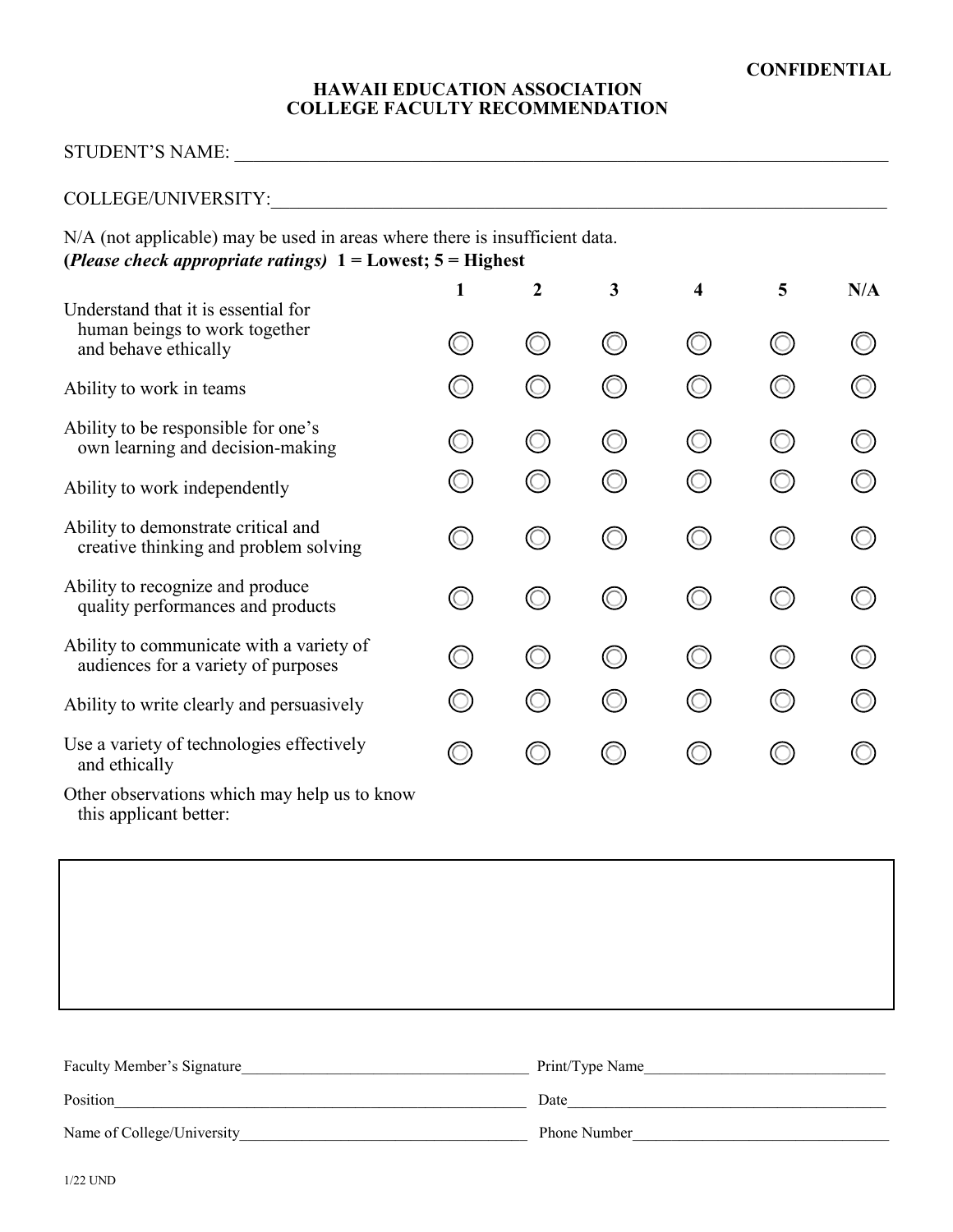**CONFIDENTIAL**

# HAWAII EDUCATION ASSOCIATION
## COLLEGE FACULTY RECOMMENDATION

STUDENT'S NAME: ___________________________________________________________________________

COLLEGE/UNIVERSITY:________________________________________________________________________

N/A (not applicable) may be used in areas where there is insufficient data.
**(*Please check appropriate ratings*) 1 = Lowest; 5 = Highest**

| | 1 | 2 | 3 | 4 | 5 | N/A |
|---|---|---|---|---|---|---|
| Understand that it is essential for human beings to work together and behave ethically | ◯ | ◯ | ◯ | ◯ | ◯ | ◯ |
| Ability to work in teams | ◯ | ◯ | ◯ | ◯ | ◯ | ◯ |
| Ability to be responsible for one's own learning and decision-making | ◯ | ◯ | ◯ | ◯ | ◯ | ◯ |
| Ability to work independently | ◯ | ◯ | ◯ | ◯ | ◯ | ◯ |
| Ability to demonstrate critical and creative thinking and problem solving | ◯ | ◯ | ◯ | ◯ | ◯ | ◯ |
| Ability to recognize and produce quality performances and products | ◯ | ◯ | ◯ | ◯ | ◯ | ◯ |
| Ability to communicate with a variety of audiences for a variety of purposes | ◯ | ◯ | ◯ | ◯ | ◯ | ◯ |
| Ability to write clearly and persuasively | ◯ | ◯ | ◯ | ◯ | ◯ | ◯ |
| Use a variety of technologies effectively and ethically | ◯ | ◯ | ◯ | ◯ | ◯ | ◯ |

Other observations which may help us to know this applicant better:

Faculty Member's Signature_____________________________________ Print/Type Name_______________________________

Position______________________________________________________ Date__________________________________________

Name of College/University____________________________________ Phone Number__________________________________

1/22 UND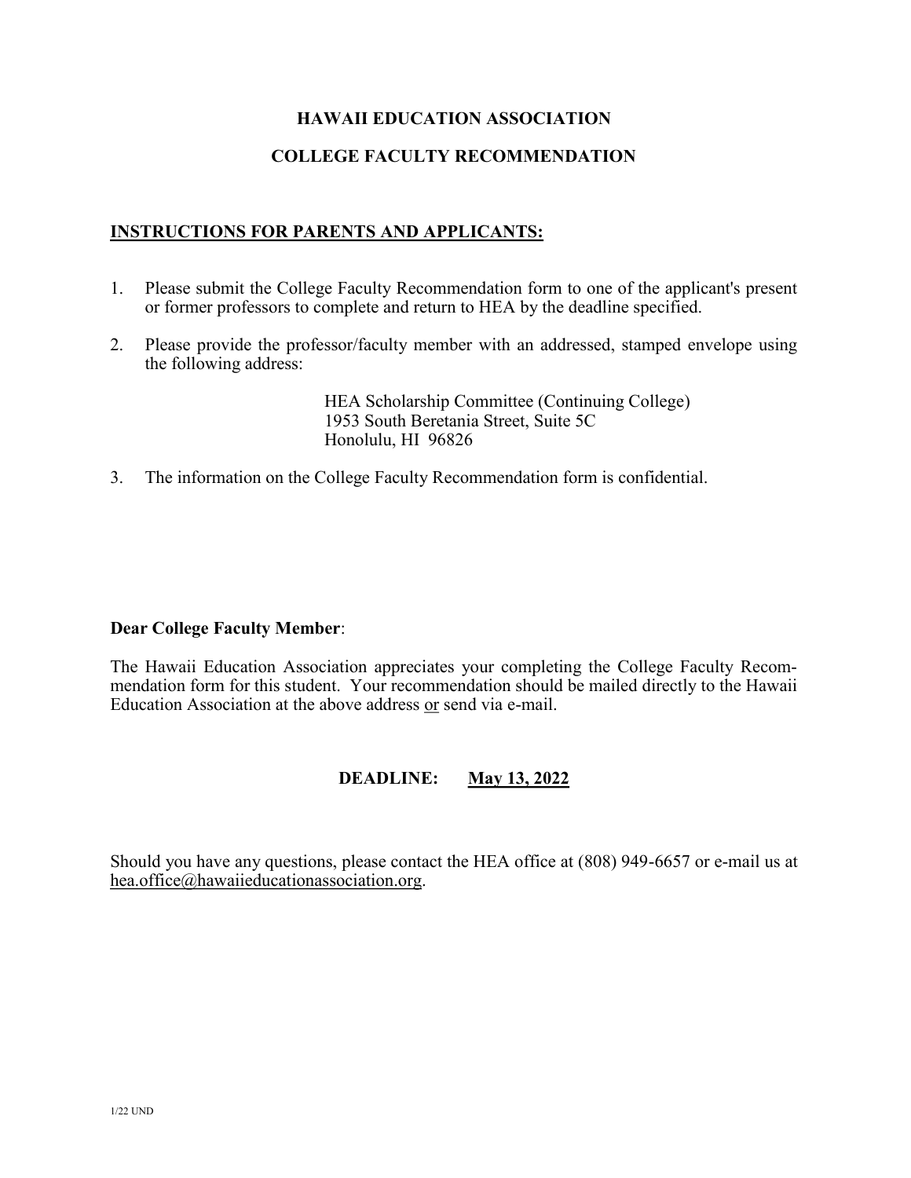# HAWAII EDUCATION ASSOCIATION

## COLLEGE FACULTY RECOMMENDATION

**INSTRUCTIONS FOR PARENTS AND APPLICANTS:**

1. Please submit the College Faculty Recommendation form to one of the applicant's present or former professors to complete and return to HEA by the deadline specified.
2. Please provide the professor/faculty member with an addressed, stamped envelope using the following address:

   HEA Scholarship Committee (Continuing College)
   1953 South Beretania Street, Suite 5C
   Honolulu, HI 96826

3. The information on the College Faculty Recommendation form is confidential.

**Dear College Faculty Member**:

The Hawaii Education Association appreciates your completing the College Faculty Recommendation form for this student. Your recommendation should be mailed directly to the Hawaii Education Association at the above address or send via e-mail.

**DEADLINE: May 13, 2022**

Should you have any questions, please contact the HEA office at (808) 949-6657 or e-mail us at hea.office@hawaiieducationassociation.org.

1/22 UND